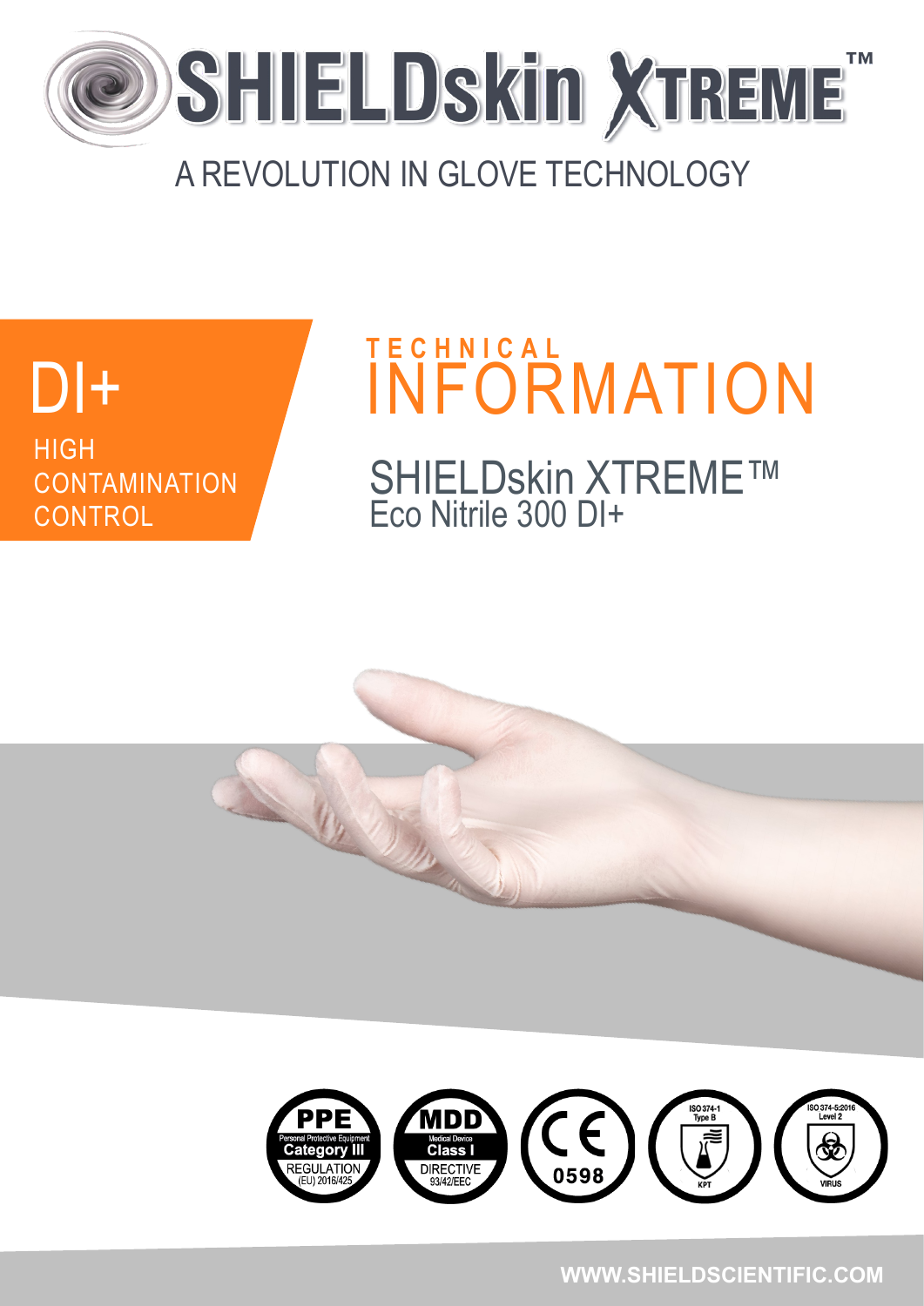# SHIELDskin XTREME™

A REVOLUTION IN GLOVE TECHNOLOGY

**DI+**

HIGH CONTAMINATION CONTROL

## TECHNICAL INFORMATION

SHIELDskin XTREME™
Eco Nitrile 300 DI+

PPE Personal Protective Equipment Category III REGULATION (EU) 2016/425

MDD Medical Device Class I DIRECTIVE 93/42/EEC

CE 0598

ISO 374-1 Type B KPT

ISO 374-5:2016 Level 2 VIRUS

WWW.SHIELDSCIENTIFIC.COM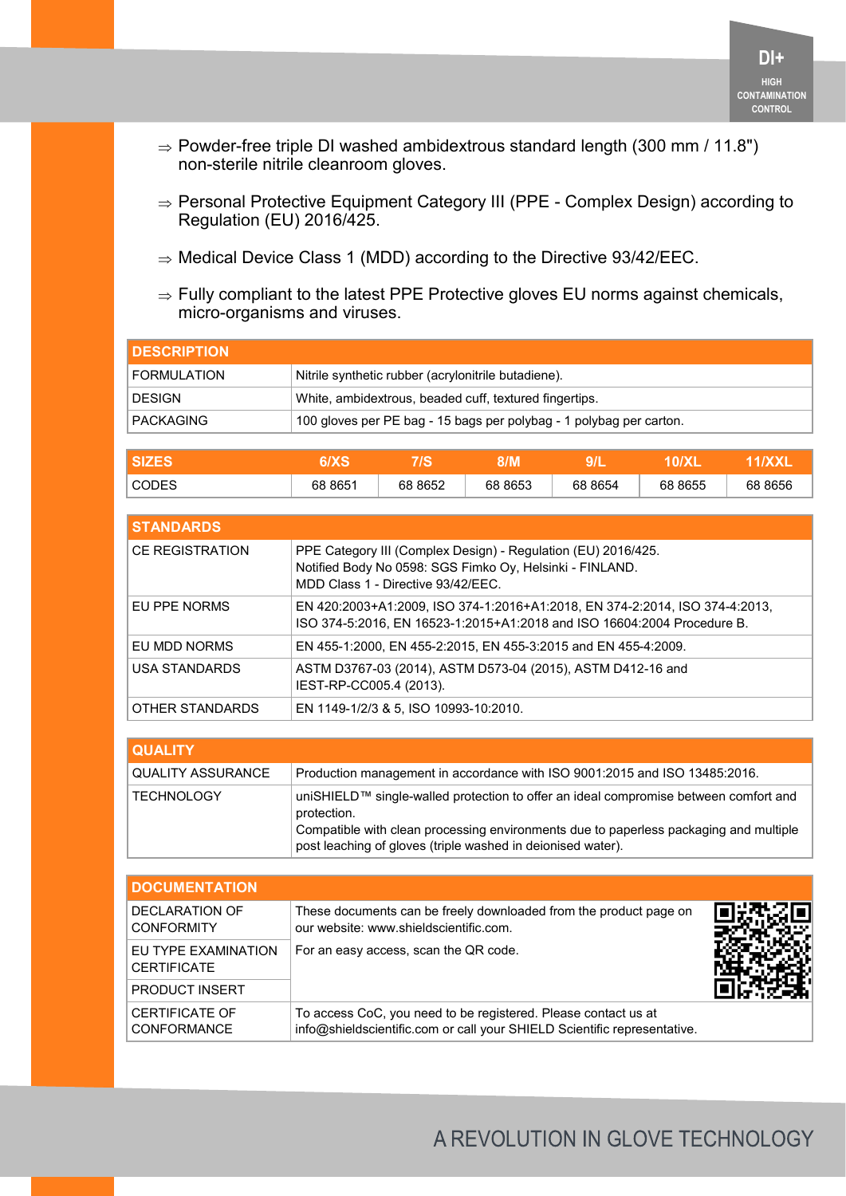DI+

HIGH CONTAMINATION CONTROL

⇒ Powder-free triple DI washed ambidextrous standard length (300 mm / 11.8") non-sterile nitrile cleanroom gloves.

⇒ Personal Protective Equipment Category III (PPE - Complex Design) according to Regulation (EU) 2016/425.

⇒ Medical Device Class 1 (MDD) according to the Directive 93/42/EEC.

⇒ Fully compliant to the latest PPE Protective gloves EU norms against chemicals, micro-organisms and viruses.

| DESCRIPTION | |
|---|---|
| FORMULATION | Nitrile synthetic rubber (acrylonitrile butadiene). |
| DESIGN | White, ambidextrous, beaded cuff, textured fingertips. |
| PACKAGING | 100 gloves per PE bag - 15 bags per polybag - 1 polybag per carton. |

| SIZES | 6/XS | 7/S | 8/M | 9/L | 10/XL | 11/XXL |
|---|---|---|---|---|---|---|
| CODES | 68 8651 | 68 8652 | 68 8653 | 68 8654 | 68 8655 | 68 8656 |

| STANDARDS | |
|---|---|
| CE REGISTRATION | PPE Category III (Complex Design) - Regulation (EU) 2016/425.<br>Notified Body No 0598: SGS Fimko Oy, Helsinki - FINLAND.<br>MDD Class 1 - Directive 93/42/EEC. |
| EU PPE NORMS | EN 420:2003+A1:2009, ISO 374-1:2016+A1:2018, EN 374-2:2014, ISO 374-4:2013, ISO 374-5:2016, EN 16523-1:2015+A1:2018 and ISO 16604:2004 Procedure B. |
| EU MDD NORMS | EN 455-1:2000, EN 455-2:2015, EN 455-3:2015 and EN 455-4:2009. |
| USA STANDARDS | ASTM D3767-03 (2014), ASTM D573-04 (2015), ASTM D412-16 and IEST-RP-CC005.4 (2013). |
| OTHER STANDARDS | EN 1149-1/2/3 & 5, ISO 10993-10:2010. |

| QUALITY | |
|---|---|
| QUALITY ASSURANCE | Production management in accordance with ISO 9001:2015 and ISO 13485:2016. |
| TECHNOLOGY | uniSHIELD™ single-walled protection to offer an ideal compromise between comfort and protection.<br>Compatible with clean processing environments due to paperless packaging and multiple post leaching of gloves (triple washed in deionised water). |

| DOCUMENTATION | |
|---|---|
| DECLARATION OF CONFORMITY | These documents can be freely downloaded from the product page on our website: www.shieldscientific.com. |
| EU TYPE EXAMINATION CERTIFICATE | For an easy access, scan the QR code. |
| PRODUCT INSERT | |
| CERTIFICATE OF CONFORMANCE | To access CoC, you need to be registered. Please contact us at info@shieldscientific.com or call your SHIELD Scientific representative. |

A REVOLUTION IN GLOVE TECHNOLOGY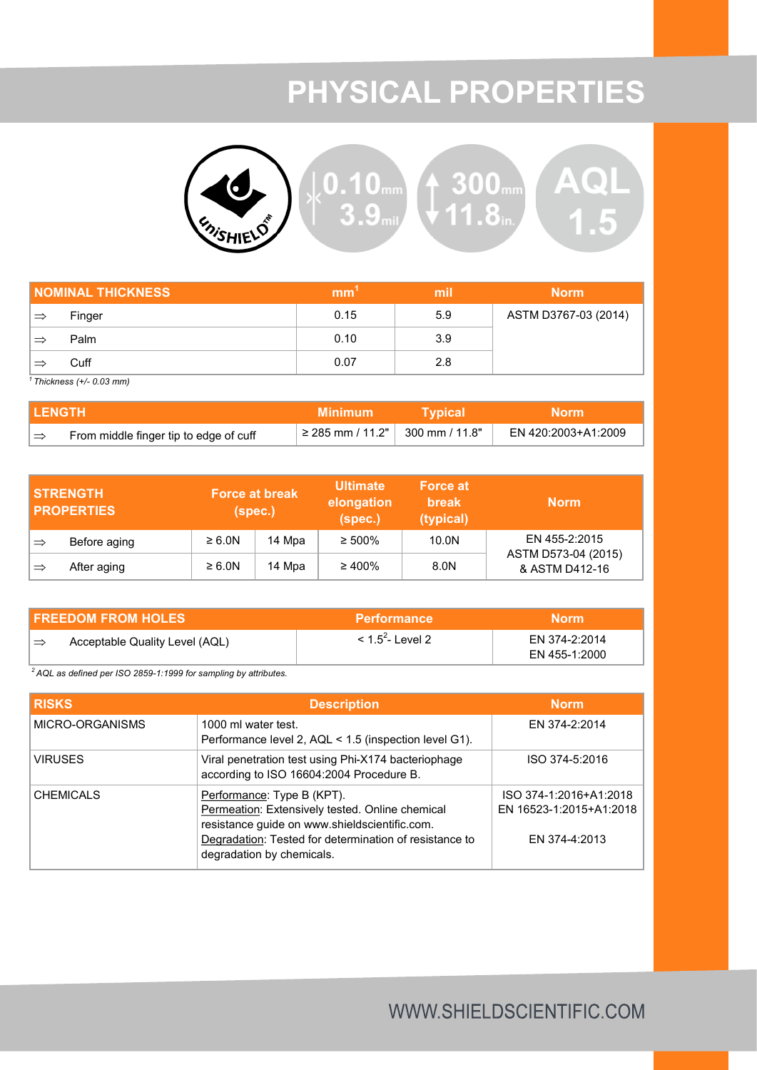# PHYSICAL PROPERTIES

0.10 mm 3.9 mil | 300 mm 11.8 in. | AQL 1.5

| NOMINAL THICKNESS | | mm[1] | mil | Norm |
|---|---|---|---|---|
| ⇒ | Finger | 0.15 | 5.9 | ASTM D3767-03 (2014) |
| ⇒ | Palm | 0.10 | 3.9 | |
| ⇒ | Cuff | 0.07 | 2.8 | |

*[1] Thickness (+/- 0.03 mm)*

| LENGTH | | Minimum | Typical | Norm |
|---|---|---|---|---|
| ⇒ | From middle finger tip to edge of cuff | ≥ 285 mm / 11.2" | 300 mm / 11.8" | EN 420:2003+A1:2009 |

| STRENGTH PROPERTIES | | Force at break (spec.) | | Ultimate elongation (spec.) | Force at break (typical) | Norm |
|---|---|---|---|---|---|---|
| ⇒ | Before aging | ≥ 6.0N | 14 Mpa | ≥ 500% | 10.0N | EN 455-2:2015 ASTM D573-04 (2015) & ASTM D412-16 |
| ⇒ | After aging | ≥ 6.0N | 14 Mpa | ≥ 400% | 8.0N | |

| FREEDOM FROM HOLES | | Performance | Norm |
|---|---|---|---|
| ⇒ | Acceptable Quality Level (AQL) | < 1.5[2]- Level 2 | EN 374-2:2014 EN 455-1:2000 |

*[2] AQL as defined per ISO 2859-1:1999 for sampling by attributes.*

| RISKS | Description | Norm |
|---|---|---|
| MICRO-ORGANISMS | 1000 ml water test. Performance level 2, AQL < 1.5 (inspection level G1). | EN 374-2:2014 |
| VIRUSES | Viral penetration test using Phi-X174 bacteriophage according to ISO 16604:2004 Procedure B. | ISO 374-5:2016 |
| CHEMICALS | Performance: Type B (KPT). Permeation: Extensively tested. Online chemical resistance guide on www.shieldscientific.com. Degradation: Tested for determination of resistance to degradation by chemicals. | ISO 374-1:2016+A1:2018 EN 16523-1:2015+A1:2018 EN 374-4:2013 |

WWW.SHIELDSCIENTIFIC.COM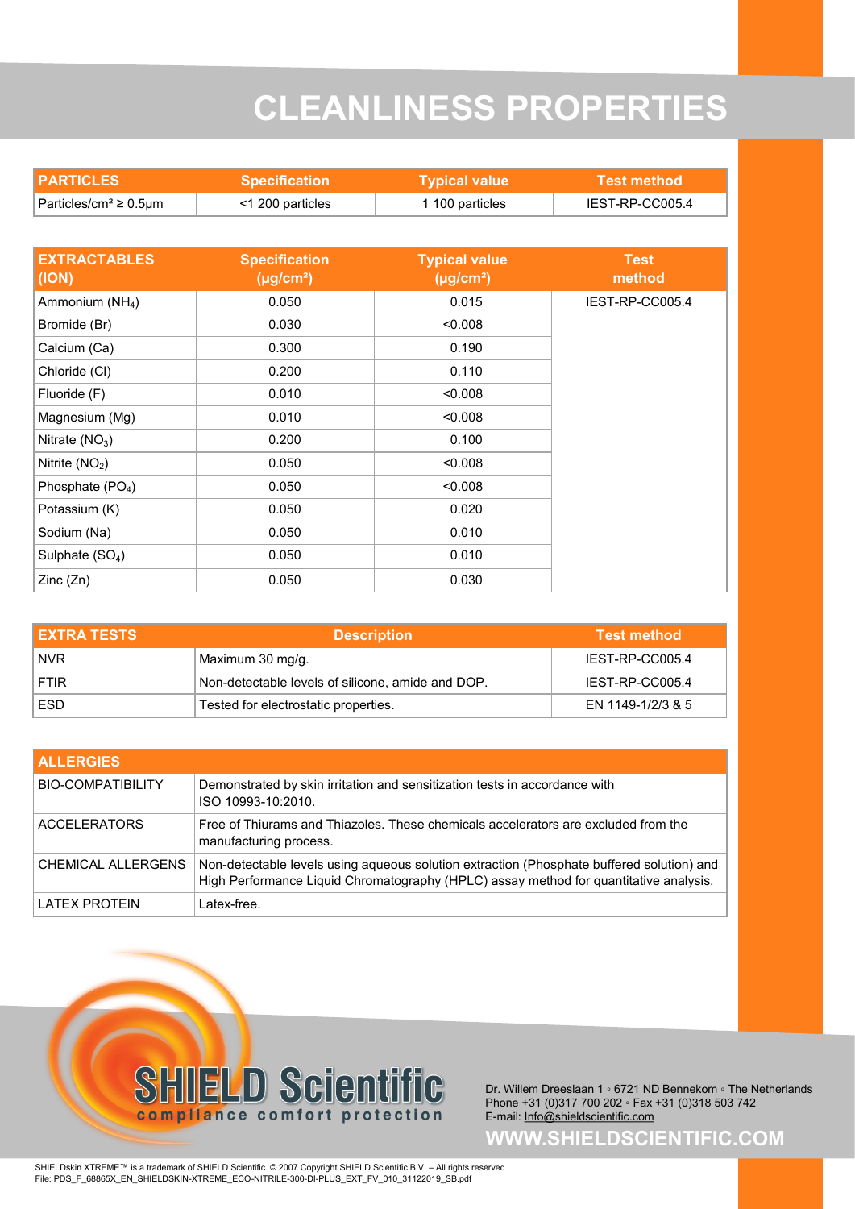# CLEANLINESS PROPERTIES

| PARTICLES | Specification | Typical value | Test method |
|---|---|---|---|
| Particles/cm² ≥ 0.5µm | <1 200 particles | 1 100 particles | IEST-RP-CC005.4 |

| EXTRACTABLES (ION) | Specification (µg/cm²) | Typical value (µg/cm²) | Test method |
|---|---|---|---|
| Ammonium ($NH_4$) | 0.050 | 0.015 | IEST-RP-CC005.4 |
| Bromide (Br) | 0.030 | <0.008 | |
| Calcium (Ca) | 0.300 | 0.190 | |
| Chloride (Cl) | 0.200 | 0.110 | |
| Fluoride (F) | 0.010 | <0.008 | |
| Magnesium (Mg) | 0.010 | <0.008 | |
| Nitrate ($NO_3$) | 0.200 | 0.100 | |
| Nitrite ($NO_2$) | 0.050 | <0.008 | |
| Phosphate ($PO_4$) | 0.050 | <0.008 | |
| Potassium (K) | 0.050 | 0.020 | |
| Sodium (Na) | 0.050 | 0.010 | |
| Sulphate ($SO_4$) | 0.050 | 0.010 | |
| Zinc (Zn) | 0.050 | 0.030 | |

| EXTRA TESTS | Description | Test method |
|---|---|---|
| NVR | Maximum 30 mg/g. | IEST-RP-CC005.4 |
| FTIR | Non-detectable levels of silicone, amide and DOP. | IEST-RP-CC005.4 |
| ESD | Tested for electrostatic properties. | EN 1149-1/2/3 & 5 |

| ALLERGIES | |
|---|---|
| BIO-COMPATIBILITY | Demonstrated by skin irritation and sensitization tests in accordance with ISO 10993-10:2010. |
| ACCELERATORS | Free of Thiurams and Thiazoles. These chemicals accelerators are excluded from the manufacturing process. |
| CHEMICAL ALLERGENS | Non-detectable levels using aqueous solution extraction (Phosphate buffered solution) and High Performance Liquid Chromatography (HPLC) assay method for quantitative analysis. |
| LATEX PROTEIN | Latex-free. |

SHIELD Scientific
compliance comfort protection

Dr. Willem Dreeslaan 1 ◦ 6721 ND Bennekom ◦ The Netherlands
Phone +31 (0)317 700 202 ◦ Fax +31 (0)318 503 742
E-mail: Info@shieldscientific.com

WWW.SHIELDSCIENTIFIC.COM

SHIELDskin XTREME™ is a trademark of SHIELD Scientific. © 2007 Copyright SHIELD Scientific B.V. – All rights reserved.
File: PDS_F_68865X_EN_SHIELDSKIN-XTREME_ECO-NITRILE-300-DI-PLUS_EXT_FV_010_31122019_SB.pdf